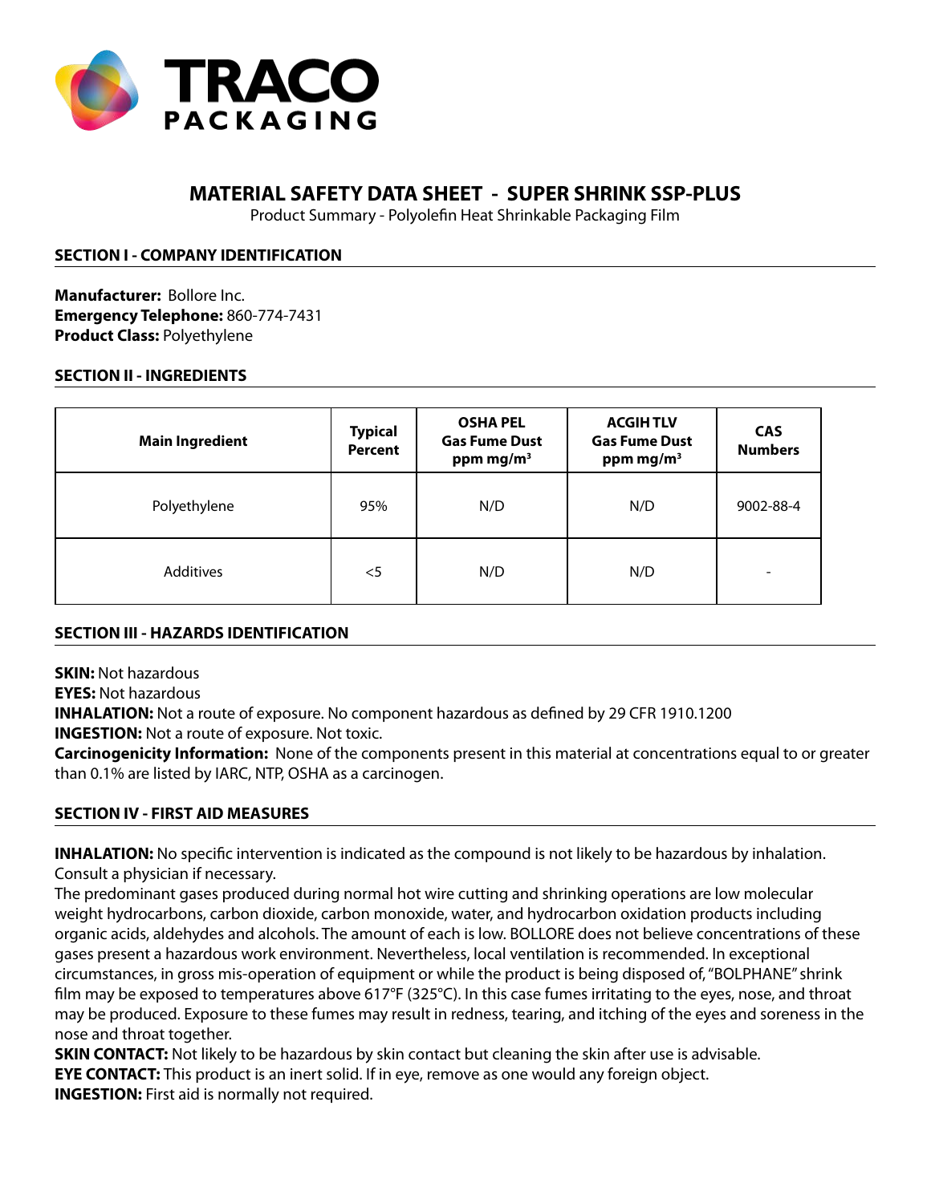TRACO PACKAGING

# MATERIAL SAFETY DATA SHEET - SUPER SHRINK SSP-PLUS

Product Summary - Polyolefin Heat Shrinkable Packaging Film

## SECTION I - COMPANY IDENTIFICATION

**Manufacturer:** Bollore Inc.
**Emergency Telephone:** 860-774-7431
**Product Class:** Polyethylene

## SECTION II - INGREDIENTS

| Main Ingredient | Typical Percent | OSHA PEL Gas Fume Dust ppm mg/m$^3$ | ACGIH TLV Gas Fume Dust ppm mg/m$^3$ | CAS Numbers |
|---|---|---|---|---|
| Polyethylene | 95% | N/D | N/D | 9002-88-4 |
| Additives | <5 | N/D | N/D | - |

## SECTION III - HAZARDS IDENTIFICATION

**SKIN:** Not hazardous
**EYES:** Not hazardous
**INHALATION:** Not a route of exposure. No component hazardous as defined by 29 CFR 1910.1200
**INGESTION:** Not a route of exposure. Not toxic.
**Carcinogenicity Information:** None of the components present in this material at concentrations equal to or greater than 0.1% are listed by IARC, NTP, OSHA as a carcinogen.

## SECTION IV - FIRST AID MEASURES

**INHALATION:** No specific intervention is indicated as the compound is not likely to be hazardous by inhalation. Consult a physician if necessary.
The predominant gases produced during normal hot wire cutting and shrinking operations are low molecular weight hydrocarbons, carbon dioxide, carbon monoxide, water, and hydrocarbon oxidation products including organic acids, aldehydes and alcohols. The amount of each is low. BOLLORE does not believe concentrations of these gases present a hazardous work environment. Nevertheless, local ventilation is recommended. In exceptional circumstances, in gross mis-operation of equipment or while the product is being disposed of, "BOLPHANE" shrink film may be exposed to temperatures above 617°F (325°C). In this case fumes irritating to the eyes, nose, and throat may be produced. Exposure to these fumes may result in redness, tearing, and itching of the eyes and soreness in the nose and throat together.
**SKIN CONTACT:** Not likely to be hazardous by skin contact but cleaning the skin after use is advisable.
**EYE CONTACT:** This product is an inert solid. If in eye, remove as one would any foreign object.
**INGESTION:** First aid is normally not required.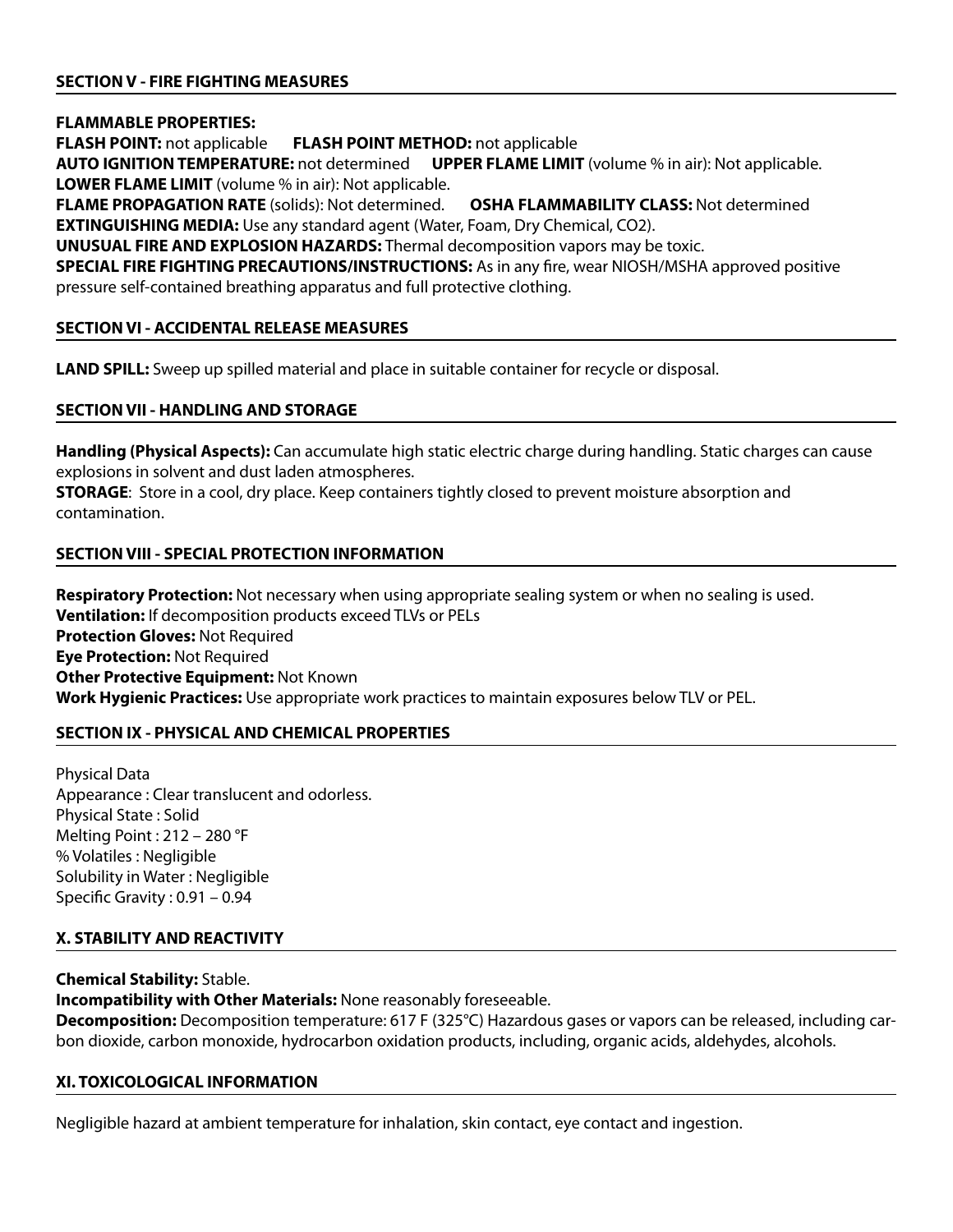## SECTION V - FIRE FIGHTING MEASURES

**FLAMMABLE PROPERTIES:**
**FLASH POINT:** not applicable **FLASH POINT METHOD:** not applicable
**AUTO IGNITION TEMPERATURE:** not determined **UPPER FLAME LIMIT** (volume % in air): Not applicable.
**LOWER FLAME LIMIT** (volume % in air): Not applicable.
**FLAME PROPAGATION RATE** (solids): Not determined. **OSHA FLAMMABILITY CLASS:** Not determined
**EXTINGUISHING MEDIA:** Use any standard agent (Water, Foam, Dry Chemical, $CO_2$).
**UNUSUAL FIRE AND EXPLOSION HAZARDS:** Thermal decomposition vapors may be toxic.
**SPECIAL FIRE FIGHTING PRECAUTIONS/INSTRUCTIONS:** As in any fire, wear NIOSH/MSHA approved positive pressure self-contained breathing apparatus and full protective clothing.

## SECTION VI - ACCIDENTAL RELEASE MEASURES

**LAND SPILL:** Sweep up spilled material and place in suitable container for recycle or disposal.

## SECTION VII - HANDLING AND STORAGE

**Handling (Physical Aspects):** Can accumulate high static electric charge during handling. Static charges can cause explosions in solvent and dust laden atmospheres.
**STORAGE**: Store in a cool, dry place. Keep containers tightly closed to prevent moisture absorption and contamination.

## SECTION VIII - SPECIAL PROTECTION INFORMATION

**Respiratory Protection:** Not necessary when using appropriate sealing system or when no sealing is used.
**Ventilation:** If decomposition products exceed TLVs or PELs
**Protection Gloves:** Not Required
**Eye Protection:** Not Required
**Other Protective Equipment:** Not Known
**Work Hygienic Practices:** Use appropriate work practices to maintain exposures below TLV or PEL.

## SECTION IX - PHYSICAL AND CHEMICAL PROPERTIES

Physical Data
Appearance : Clear translucent and odorless.
Physical State : Solid
Melting Point : 212 – 280 °F
% Volatiles : Negligible
Solubility in Water : Negligible
Specific Gravity : 0.91 – 0.94

## X. STABILITY AND REACTIVITY

**Chemical Stability:** Stable.
**Incompatibility with Other Materials:** None reasonably foreseeable.
**Decomposition:** Decomposition temperature: 617 F (325°C) Hazardous gases or vapors can be released, including carbon dioxide, carbon monoxide, hydrocarbon oxidation products, including, organic acids, aldehydes, alcohols.

## XI. TOXICOLOGICAL INFORMATION

Negligible hazard at ambient temperature for inhalation, skin contact, eye contact and ingestion.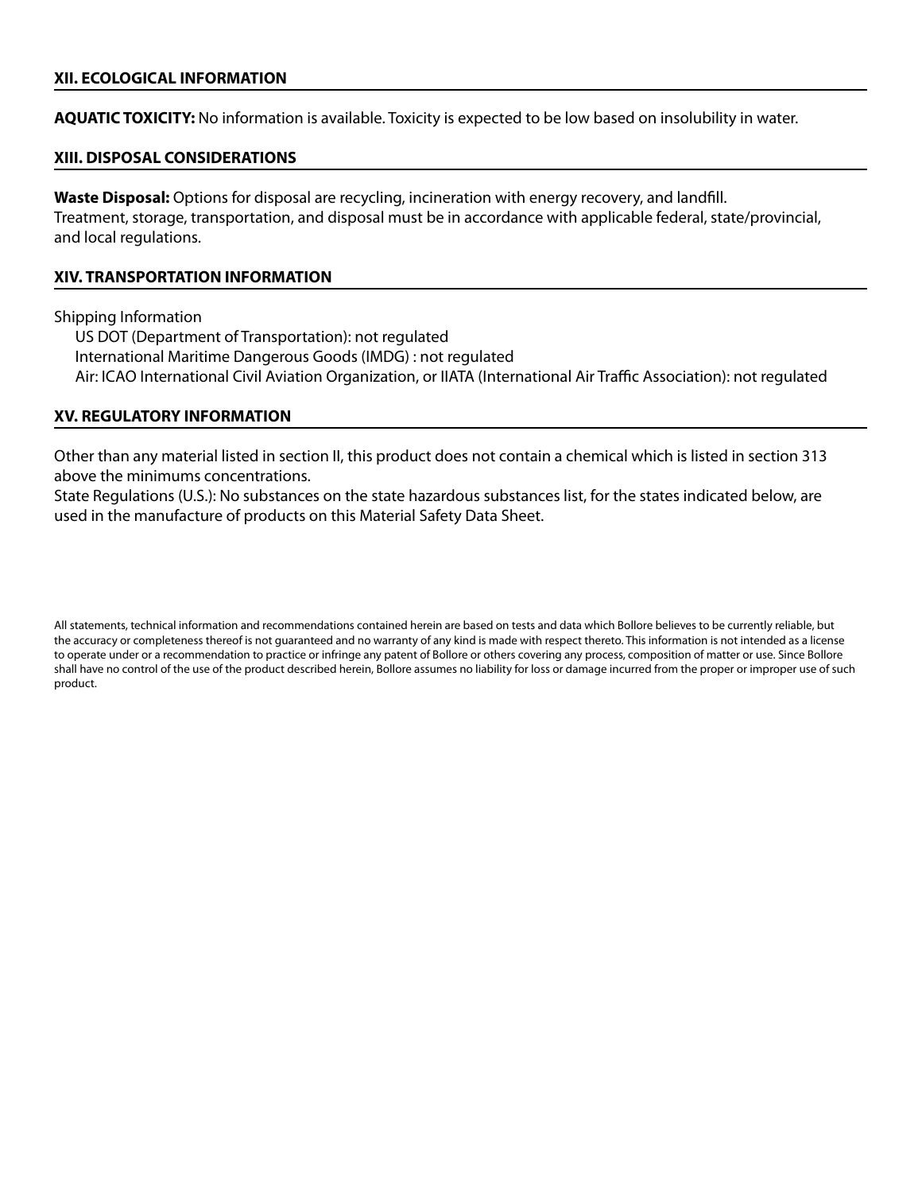## XII. ECOLOGICAL INFORMATION

**AQUATIC TOXICITY:** No information is available. Toxicity is expected to be low based on insolubility in water.

## XIII. DISPOSAL CONSIDERATIONS

**Waste Disposal:** Options for disposal are recycling, incineration with energy recovery, and landfill.
Treatment, storage, transportation, and disposal must be in accordance with applicable federal, state/provincial, and local regulations.

## XIV. TRANSPORTATION INFORMATION

Shipping Information

- US DOT (Department of Transportation): not regulated
- International Maritime Dangerous Goods (IMDG) : not regulated
- Air: ICAO International Civil Aviation Organization, or IIATA (International Air Traffic Association): not regulated

## XV. REGULATORY INFORMATION

Other than any material listed in section II, this product does not contain a chemical which is listed in section 313 above the minimums concentrations.
State Regulations (U.S.): No substances on the state hazardous substances list, for the states indicated below, are used in the manufacture of products on this Material Safety Data Sheet.

All statements, technical information and recommendations contained herein are based on tests and data which Bollore believes to be currently reliable, but the accuracy or completeness thereof is not guaranteed and no warranty of any kind is made with respect thereto. This information is not intended as a license to operate under or a recommendation to practice or infringe any patent of Bollore or others covering any process, composition of matter or use. Since Bollore shall have no control of the use of the product described herein, Bollore assumes no liability for loss or damage incurred from the proper or improper use of such product.